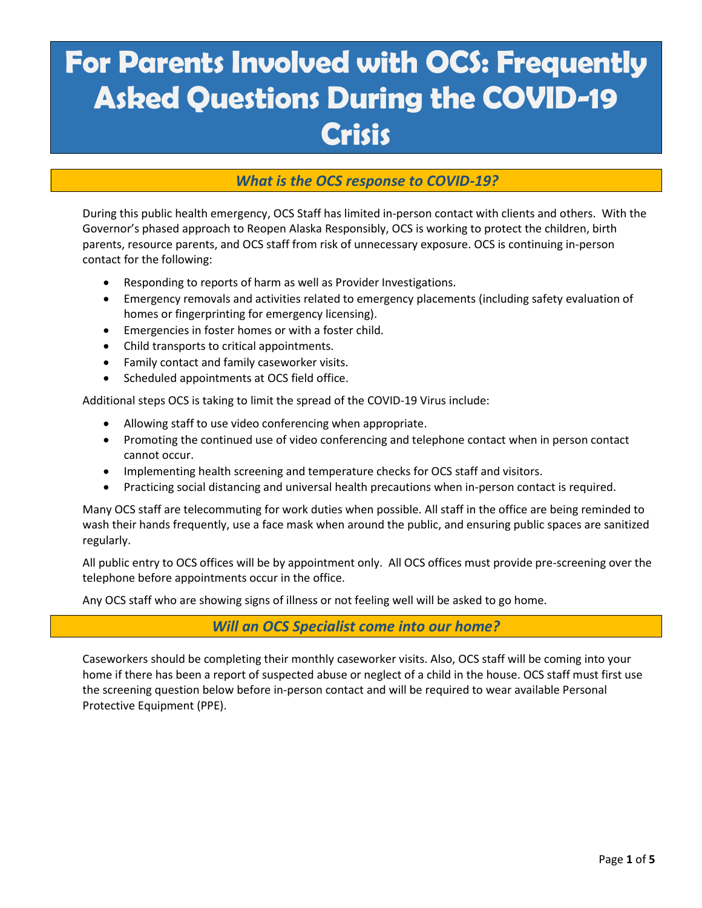# For Parents Involved with OCS: Frequently Asked Questions During the COVID-19 Crisis

## *What is the OCS response to COVID-19?*

During this public health emergency, OCS Staff has limited in-person contact with clients and others. With the Governor's phased approach to Reopen Alaska Responsibly, OCS is working to protect the children, birth parents, resource parents, and OCS staff from risk of unnecessary exposure. OCS is continuing in-person contact for the following:

- Responding to reports of harm as well as Provider Investigations.
- Emergency removals and activities related to emergency placements (including safety evaluation of homes or fingerprinting for emergency licensing).
- Emergencies in foster homes or with a foster child.
- Child transports to critical appointments.
- Family contact and family caseworker visits.
- Scheduled appointments at OCS field office.

Additional steps OCS is taking to limit the spread of the COVID-19 Virus include:

- Allowing staff to use video conferencing when appropriate.
- Promoting the continued use of video conferencing and telephone contact when in person contact cannot occur.
- Implementing health screening and temperature checks for OCS staff and visitors.
- Practicing social distancing and universal health precautions when in-person contact is required.

Many OCS staff are telecommuting for work duties when possible. All staff in the office are being reminded to wash their hands frequently, use a face mask when around the public, and ensuring public spaces are sanitized regularly.

All public entry to OCS offices will be by appointment only. All OCS offices must provide pre-screening over the telephone before appointments occur in the office.

Any OCS staff who are showing signs of illness or not feeling well will be asked to go home.

## *Will an OCS Specialist come into our home?*

Caseworkers should be completing their monthly caseworker visits. Also, OCS staff will be coming into your home if there has been a report of suspected abuse or neglect of a child in the house. OCS staff must first use the screening question below before in-person contact and will be required to wear available Personal Protective Equipment (PPE).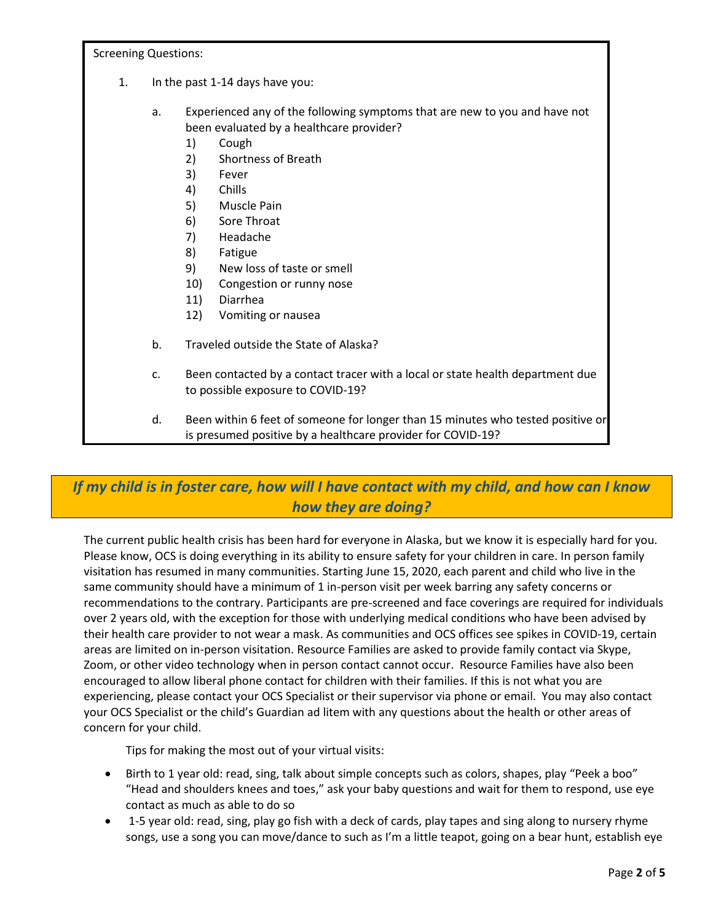Screening Questions:

1. In the past 1-14 days have you:

   a. Experienced any of the following symptoms that are new to you and have not been evaluated by a healthcare provider?
      1) Cough
      2) Shortness of Breath
      3) Fever
      4) Chills
      5) Muscle Pain
      6) Sore Throat
      7) Headache
      8) Fatigue
      9) New loss of taste or smell
      10) Congestion or runny nose
      11) Diarrhea
      12) Vomiting or nausea

   b. Traveled outside the State of Alaska?

   c. Been contacted by a contact tracer with a local or state health department due to possible exposure to COVID-19?

   d. Been within 6 feet of someone for longer than 15 minutes who tested positive or is presumed positive by a healthcare provider for COVID-19?

## *If my child is in foster care, how will I have contact with my child, and how can I know how they are doing?*

The current public health crisis has been hard for everyone in Alaska, but we know it is especially hard for you. Please know, OCS is doing everything in its ability to ensure safety for your children in care. In person family visitation has resumed in many communities. Starting June 15, 2020, each parent and child who live in the same community should have a minimum of 1 in-person visit per week barring any safety concerns or recommendations to the contrary. Participants are pre-screened and face coverings are required for individuals over 2 years old, with the exception for those with underlying medical conditions who have been advised by their health care provider to not wear a mask. As communities and OCS offices see spikes in COVID-19, certain areas are limited on in-person visitation. Resource Families are asked to provide family contact via Skype, Zoom, or other video technology when in person contact cannot occur. Resource Families have also been encouraged to allow liberal phone contact for children with their families. If this is not what you are experiencing, please contact your OCS Specialist or their supervisor via phone or email. You may also contact your OCS Specialist or the child's Guardian ad litem with any questions about the health or other areas of concern for your child.

Tips for making the most out of your virtual visits:

- Birth to 1 year old: read, sing, talk about simple concepts such as colors, shapes, play "Peek a boo" "Head and shoulders knees and toes," ask your baby questions and wait for them to respond, use eye contact as much as able to do so
- 1-5 year old: read, sing, play go fish with a deck of cards, play tapes and sing along to nursery rhyme songs, use a song you can move/dance to such as I'm a little teapot, going on a bear hunt, establish eye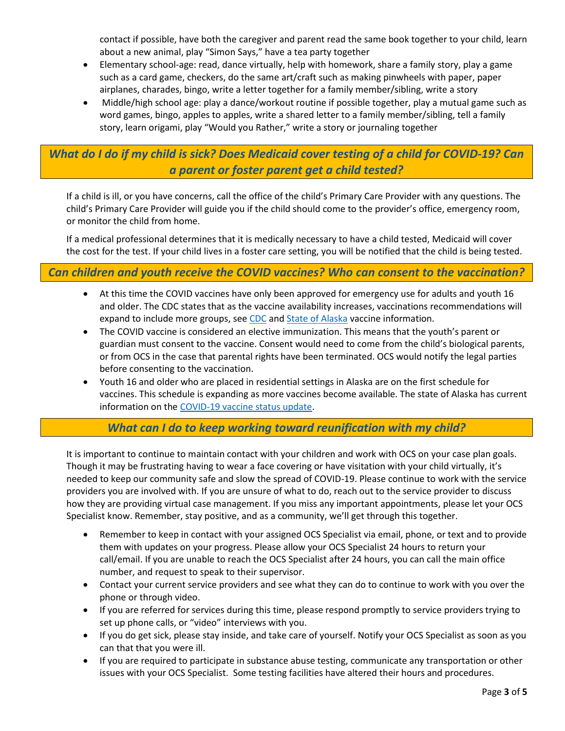contact if possible, have both the caregiver and parent read the same book together to your child, learn about a new animal, play "Simon Says," have a tea party together

- Elementary school-age: read, dance virtually, help with homework, share a family story, play a game such as a card game, checkers, do the same art/craft such as making pinwheels with paper, paper airplanes, charades, bingo, write a letter together for a family member/sibling, write a story
- Middle/high school age: play a dance/workout routine if possible together, play a mutual game such as word games, bingo, apples to apples, write a shared letter to a family member/sibling, tell a family story, learn origami, play "Would you Rather," write a story or journaling together

## *What do I do if my child is sick? Does Medicaid cover testing of a child for COVID-19? Can a parent or foster parent get a child tested?*

If a child is ill, or you have concerns, call the office of the child's Primary Care Provider with any questions. The child's Primary Care Provider will guide you if the child should come to the provider's office, emergency room, or monitor the child from home.

If a medical professional determines that it is medically necessary to have a child tested, Medicaid will cover the cost for the test. If your child lives in a foster care setting, you will be notified that the child is being tested.

## *Can children and youth receive the COVID vaccines? Who can consent to the vaccination?*

- At this time the COVID vaccines have only been approved for emergency use for adults and youth 16 and older. The CDC states that as the vaccine availability increases, vaccinations recommendations will expand to include more groups, see CDC and State of Alaska vaccine information.
- The COVID vaccine is considered an elective immunization. This means that the youth's parent or guardian must consent to the vaccine. Consent would need to come from the child's biological parents, or from OCS in the case that parental rights have been terminated. OCS would notify the legal parties before consenting to the vaccination.
- Youth 16 and older who are placed in residential settings in Alaska are on the first schedule for vaccines. This schedule is expanding as more vaccines become available. The state of Alaska has current information on the COVID-19 vaccine status update.

## *What can I do to keep working toward reunification with my child?*

It is important to continue to maintain contact with your children and work with OCS on your case plan goals. Though it may be frustrating having to wear a face covering or have visitation with your child virtually, it's needed to keep our community safe and slow the spread of COVID-19. Please continue to work with the service providers you are involved with. If you are unsure of what to do, reach out to the service provider to discuss how they are providing virtual case management. If you miss any important appointments, please let your OCS Specialist know. Remember, stay positive, and as a community, we'll get through this together.

- Remember to keep in contact with your assigned OCS Specialist via email, phone, or text and to provide them with updates on your progress. Please allow your OCS Specialist 24 hours to return your call/email. If you are unable to reach the OCS Specialist after 24 hours, you can call the main office number, and request to speak to their supervisor.
- Contact your current service providers and see what they can do to continue to work with you over the phone or through video.
- If you are referred for services during this time, please respond promptly to service providers trying to set up phone calls, or "video" interviews with you.
- If you do get sick, please stay inside, and take care of yourself. Notify your OCS Specialist as soon as you can that that you were ill.
- If you are required to participate in substance abuse testing, communicate any transportation or other issues with your OCS Specialist. Some testing facilities have altered their hours and procedures.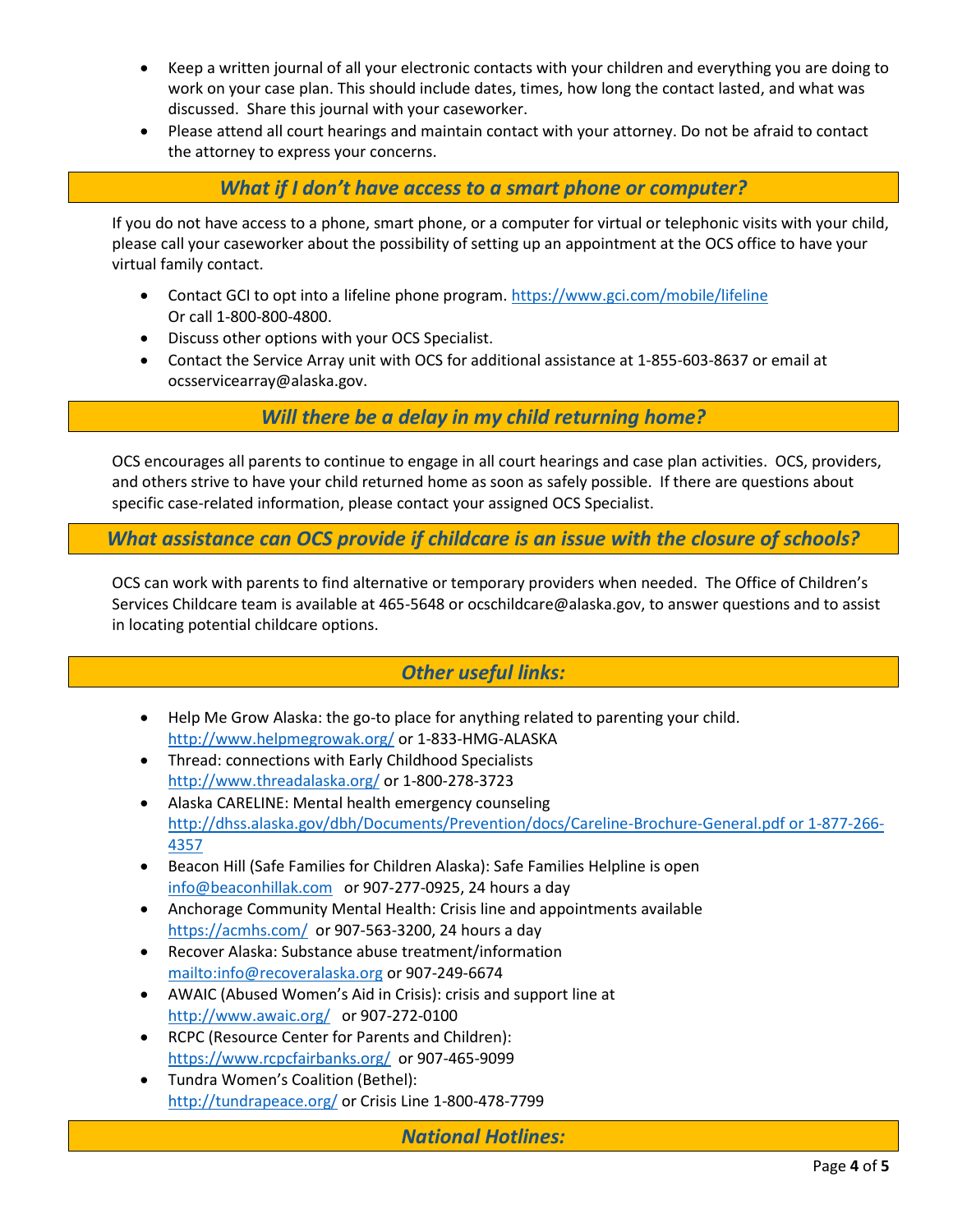- Keep a written journal of all your electronic contacts with your children and everything you are doing to work on your case plan. This should include dates, times, how long the contact lasted, and what was discussed. Share this journal with your caseworker.
- Please attend all court hearings and maintain contact with your attorney. Do not be afraid to contact the attorney to express your concerns.

## *What if I don't have access to a smart phone or computer?*

If you do not have access to a phone, smart phone, or a computer for virtual or telephonic visits with your child, please call your caseworker about the possibility of setting up an appointment at the OCS office to have your virtual family contact.

- Contact GCI to opt into a lifeline phone program. https://www.gci.com/mobile/lifeline  
  Or call 1-800-800-4800.
- Discuss other options with your OCS Specialist.
- Contact the Service Array unit with OCS for additional assistance at 1-855-603-8637 or email at ocsservicearray@alaska.gov.

## *Will there be a delay in my child returning home?*

OCS encourages all parents to continue to engage in all court hearings and case plan activities. OCS, providers, and others strive to have your child returned home as soon as safely possible. If there are questions about specific case-related information, please contact your assigned OCS Specialist.

## *What assistance can OCS provide if childcare is an issue with the closure of schools?*

OCS can work with parents to find alternative or temporary providers when needed. The Office of Children's Services Childcare team is available at 465-5648 or ocschildcare@alaska.gov, to answer questions and to assist in locating potential childcare options.

## *Other useful links:*

- Help Me Grow Alaska: the go-to place for anything related to parenting your child.  
  http://www.helpmegrowak.org/ or 1-833-HMG-ALASKA
- Thread: connections with Early Childhood Specialists  
  http://www.threadalaska.org/ or 1-800-278-3723
- Alaska CARELINE: Mental health emergency counseling  
  http://dhss.alaska.gov/dbh/Documents/Prevention/docs/Careline-Brochure-General.pdf or 1-877-266-4357
- Beacon Hill (Safe Families for Children Alaska): Safe Families Helpline is open  
  info@beaconhillak.com or 907-277-0925, 24 hours a day
- Anchorage Community Mental Health: Crisis line and appointments available  
  https://acmhs.com/ or 907-563-3200, 24 hours a day
- Recover Alaska: Substance abuse treatment/information  
  mailto:info@recoveralaska.org or 907-249-6674
- AWAIC (Abused Women's Aid in Crisis): crisis and support line at  
  http://www.awaic.org/ or 907-272-0100
- RCPC (Resource Center for Parents and Children):  
  https://www.rcpcfairbanks.org/ or 907-465-9099
- Tundra Women's Coalition (Bethel):  
  http://tundrapeace.org/ or Crisis Line 1-800-478-7799

## *National Hotlines:*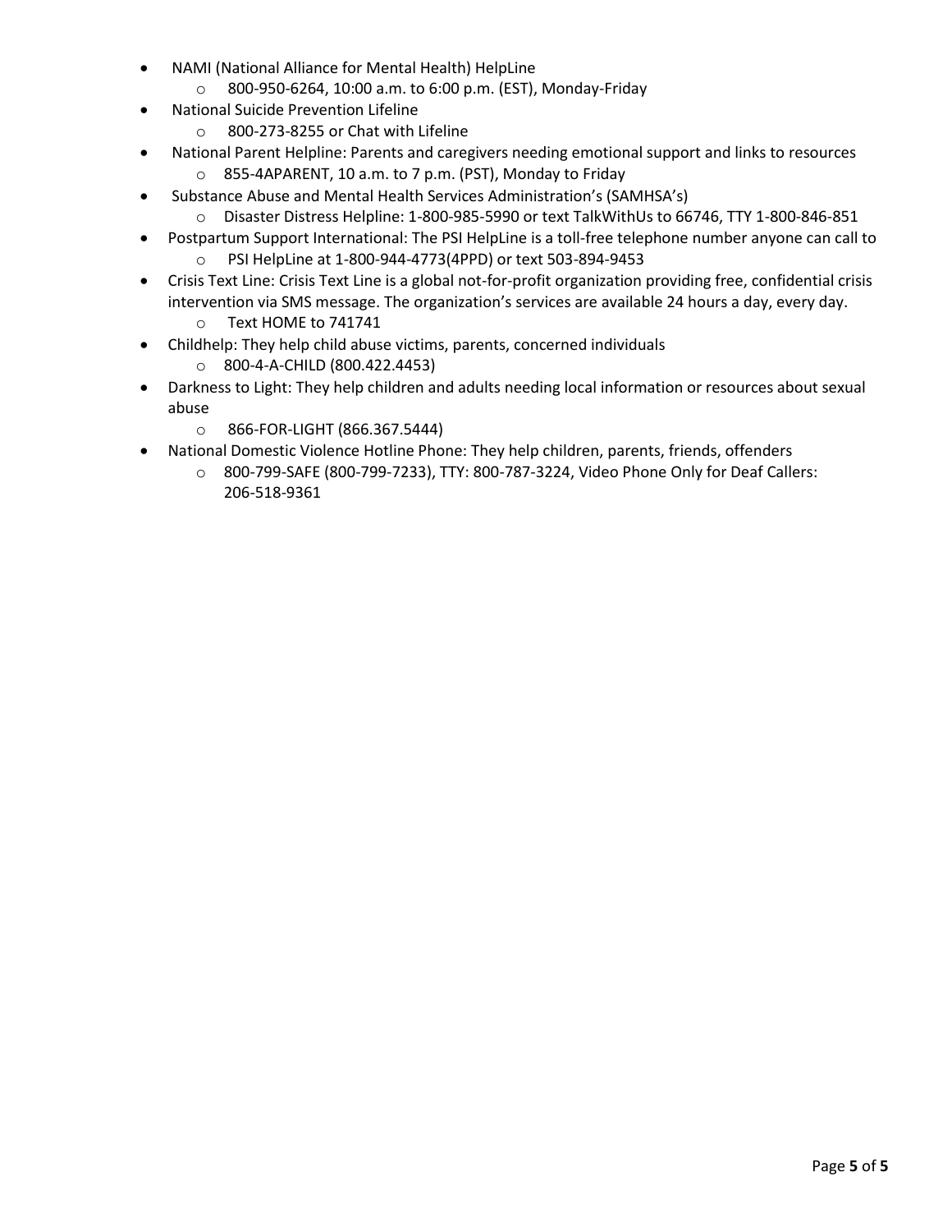- NAMI (National Alliance for Mental Health) HelpLine
    - 800-950-6264, 10:00 a.m. to 6:00 p.m. (EST), Monday-Friday
- National Suicide Prevention Lifeline
    - 800-273-8255 or Chat with Lifeline
- National Parent Helpline: Parents and caregivers needing emotional support and links to resources
    - 855-4APARENT, 10 a.m. to 7 p.m. (PST), Monday to Friday
- Substance Abuse and Mental Health Services Administration's (SAMHSA's)
    - Disaster Distress Helpline: 1-800-985-5990 or text TalkWithUs to 66746, TTY 1-800-846-851
- Postpartum Support International: The PSI HelpLine is a toll-free telephone number anyone can call to
    - PSI HelpLine at 1-800-944-4773(4PPD) or text 503-894-9453
- Crisis Text Line: Crisis Text Line is a global not-for-profit organization providing free, confidential crisis intervention via SMS message. The organization's services are available 24 hours a day, every day.
    - Text HOME to 741741
- Childhelp: They help child abuse victims, parents, concerned individuals
    - 800-4-A-CHILD (800.422.4453)
- Darkness to Light: They help children and adults needing local information or resources about sexual abuse
    - 866-FOR-LIGHT (866.367.5444)
- National Domestic Violence Hotline Phone: They help children, parents, friends, offenders
    - 800-799-SAFE (800-799-7233), TTY: 800-787-3224, Video Phone Only for Deaf Callers: 206-518-9361